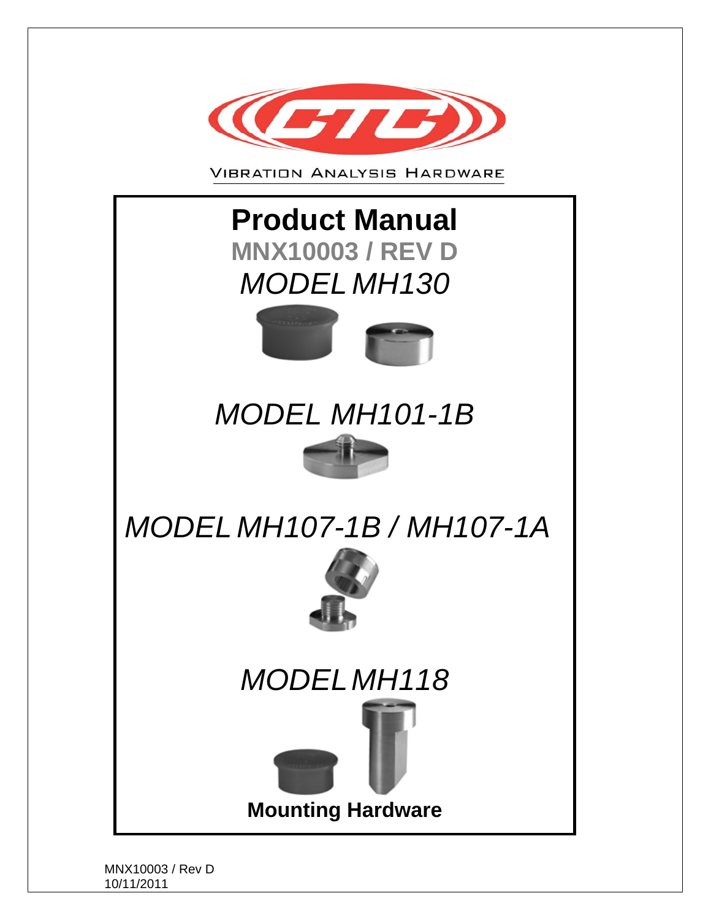VIBRATION ANALYSIS HARDWARE

# Product Manual

**MNX10003 / REV D**

*MODEL MH130*

*MODEL MH101-1B*

*MODEL MH107-1B / MH107-1A*

*MODEL MH118*

**Mounting Hardware**

MNX10003 / Rev D
10/11/2011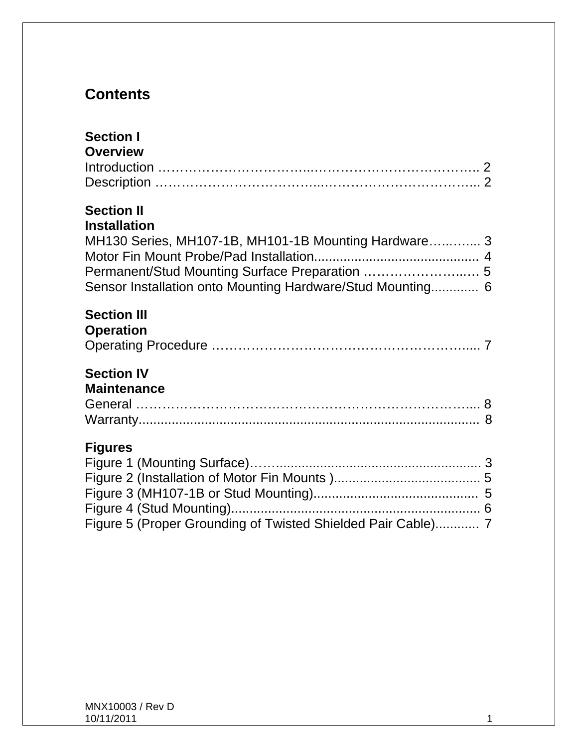# Contents

## Section I
## Overview

Introduction ……………………………..……………………………….. 2
Description ……………………………..……………………………….. 2

## Section II
## Installation

MH130 Series, MH107-1B, MH101-1B Mounting Hardware…..…..... 3
Motor Fin Mount Probe/Pad Installation............................................ 4
Permanent/Stud Mounting Surface Preparation ……………………..… 5
Sensor Installation onto Mounting Hardware/Stud Mounting............. 6

## Section III
## Operation

Operating Procedure ………………………………………………….... 7

## Section IV
## Maintenance

General ……………………………………………………………….... 8
Warranty............................................................................................ 8

## Figures

Figure 1 (Mounting Surface)……....................................................... 3
Figure 2 (Installation of Motor Fin Mounts )........................................ 5
Figure 3 (MH107-1B or Stud Mounting)............................................. 5
Figure 4 (Stud Mounting).................................................................... 6
Figure 5 (Proper Grounding of Twisted Shielded Pair Cable)............ 7

MNX10003 / Rev D
10/11/2011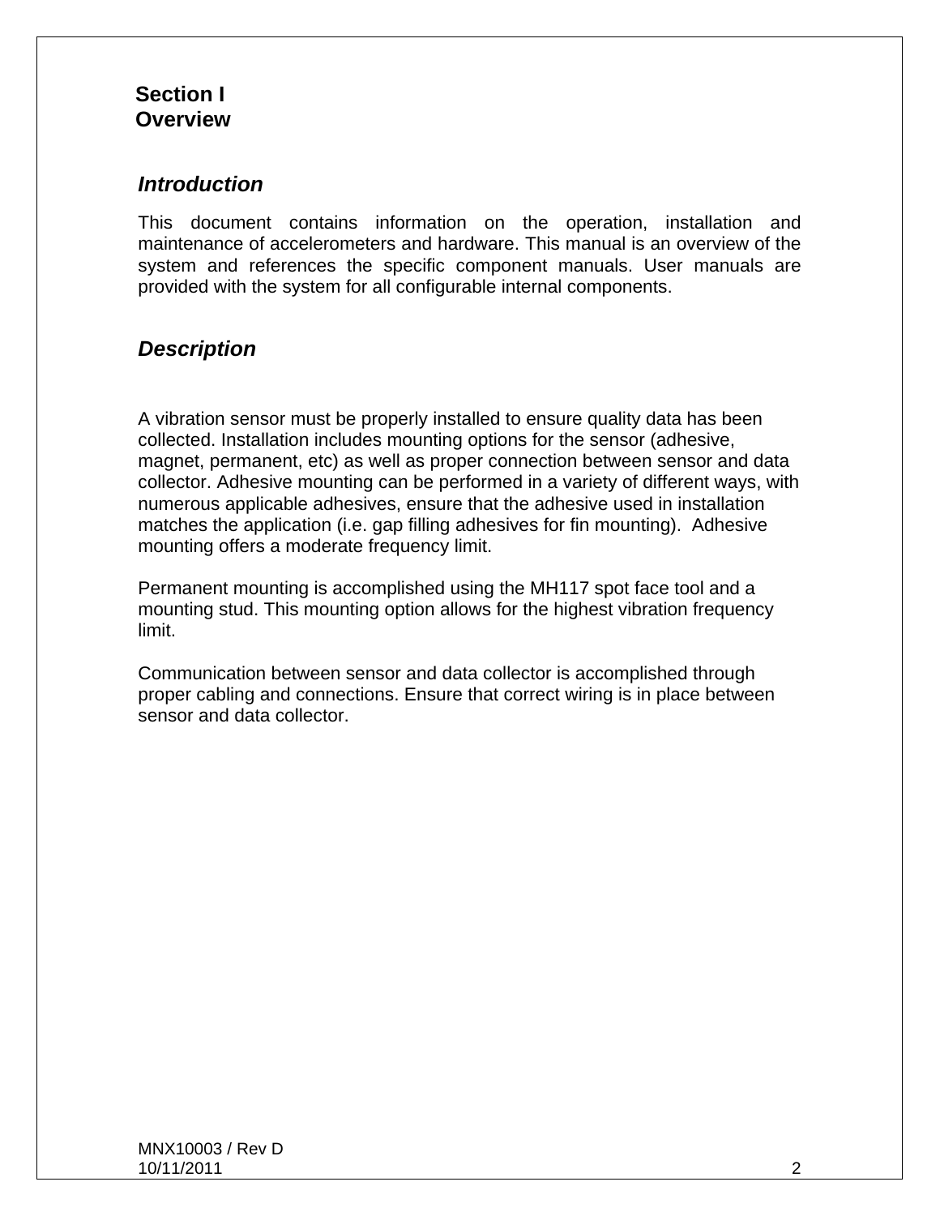# Section I
# Overview

## *Introduction*

This document contains information on the operation, installation and maintenance of accelerometers and hardware. This manual is an overview of the system and references the specific component manuals. User manuals are provided with the system for all configurable internal components.

## *Description*

A vibration sensor must be properly installed to ensure quality data has been collected. Installation includes mounting options for the sensor (adhesive, magnet, permanent, etc) as well as proper connection between sensor and data collector. Adhesive mounting can be performed in a variety of different ways, with numerous applicable adhesives, ensure that the adhesive used in installation matches the application (i.e. gap filling adhesives for fin mounting). Adhesive mounting offers a moderate frequency limit.

Permanent mounting is accomplished using the MH117 spot face tool and a mounting stud. This mounting option allows for the highest vibration frequency limit.

Communication between sensor and data collector is accomplished through proper cabling and connections. Ensure that correct wiring is in place between sensor and data collector.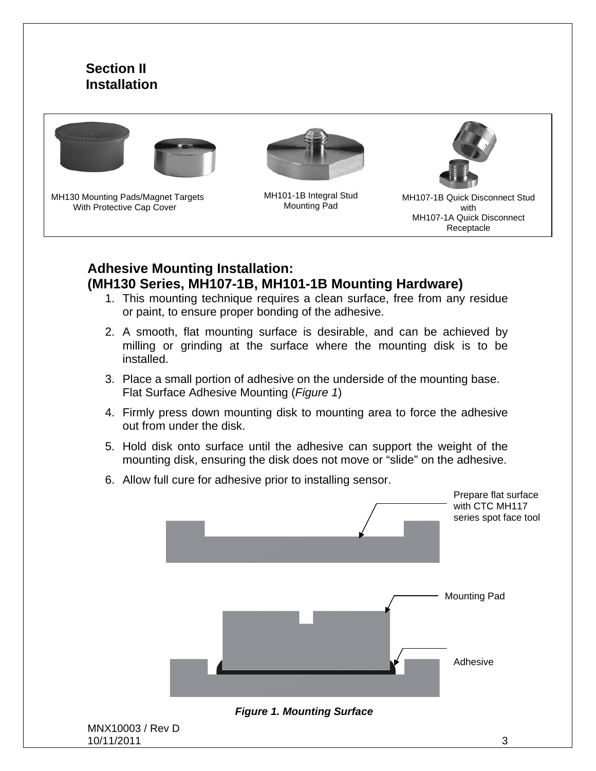# Section II
# Installation

MH130 Mounting Pads/Magnet Targets With Protective Cap Cover

MH101-1B Integral Stud Mounting Pad

MH107-1B Quick Disconnect Stud with MH107-1A Quick Disconnect Receptacle

## Adhesive Mounting Installation:
## (MH130 Series, MH107-1B, MH101-1B Mounting Hardware)

1. This mounting technique requires a clean surface, free from any residue or paint, to ensure proper bonding of the adhesive.
2. A smooth, flat mounting surface is desirable, and can be achieved by milling or grinding at the surface where the mounting disk is to be installed.
3. Place a small portion of adhesive on the underside of the mounting base. Flat Surface Adhesive Mounting (*Figure 1*)
4. Firmly press down mounting disk to mounting area to force the adhesive out from under the disk.
5. Hold disk onto surface until the adhesive can support the weight of the mounting disk, ensuring the disk does not move or “slide” on the adhesive.
6. Allow full cure for adhesive prior to installing sensor.

Prepare flat surface with CTC MH117 series spot face tool

Mounting Pad

Adhesive

***Figure 1. Mounting Surface***

MNX10003 / Rev D
10/11/2011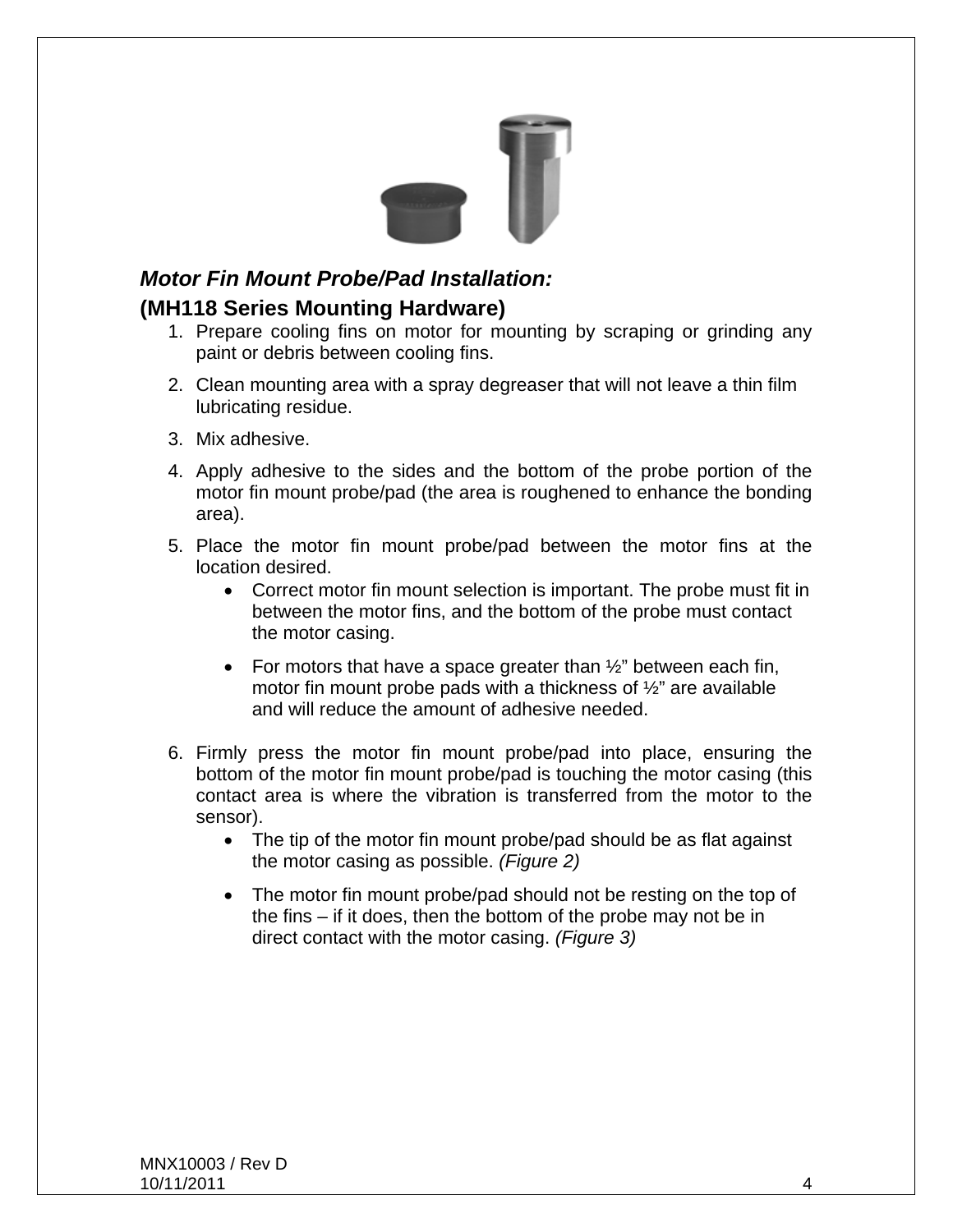### *Motor Fin Mount Probe/Pad Installation:*

**(MH118 Series Mounting Hardware)**

1. Prepare cooling fins on motor for mounting by scraping or grinding any paint or debris between cooling fins.
2. Clean mounting area with a spray degreaser that will not leave a thin film lubricating residue.
3. Mix adhesive.
4. Apply adhesive to the sides and the bottom of the probe portion of the motor fin mount probe/pad (the area is roughened to enhance the bonding area).
5. Place the motor fin mount probe/pad between the motor fins at the location desired.
   - Correct motor fin mount selection is important. The probe must fit in between the motor fins, and the bottom of the probe must contact the motor casing.
   - For motors that have a space greater than ½" between each fin, motor fin mount probe pads with a thickness of ½" are available and will reduce the amount of adhesive needed.
6. Firmly press the motor fin mount probe/pad into place, ensuring the bottom of the motor fin mount probe/pad is touching the motor casing (this contact area is where the vibration is transferred from the motor to the sensor).
   - The tip of the motor fin mount probe/pad should be as flat against the motor casing as possible. *(Figure 2)*
   - The motor fin mount probe/pad should not be resting on the top of the fins – if it does, then the bottom of the probe may not be in direct contact with the motor casing. *(Figure 3)*

MNX10003 / Rev D
10/11/2011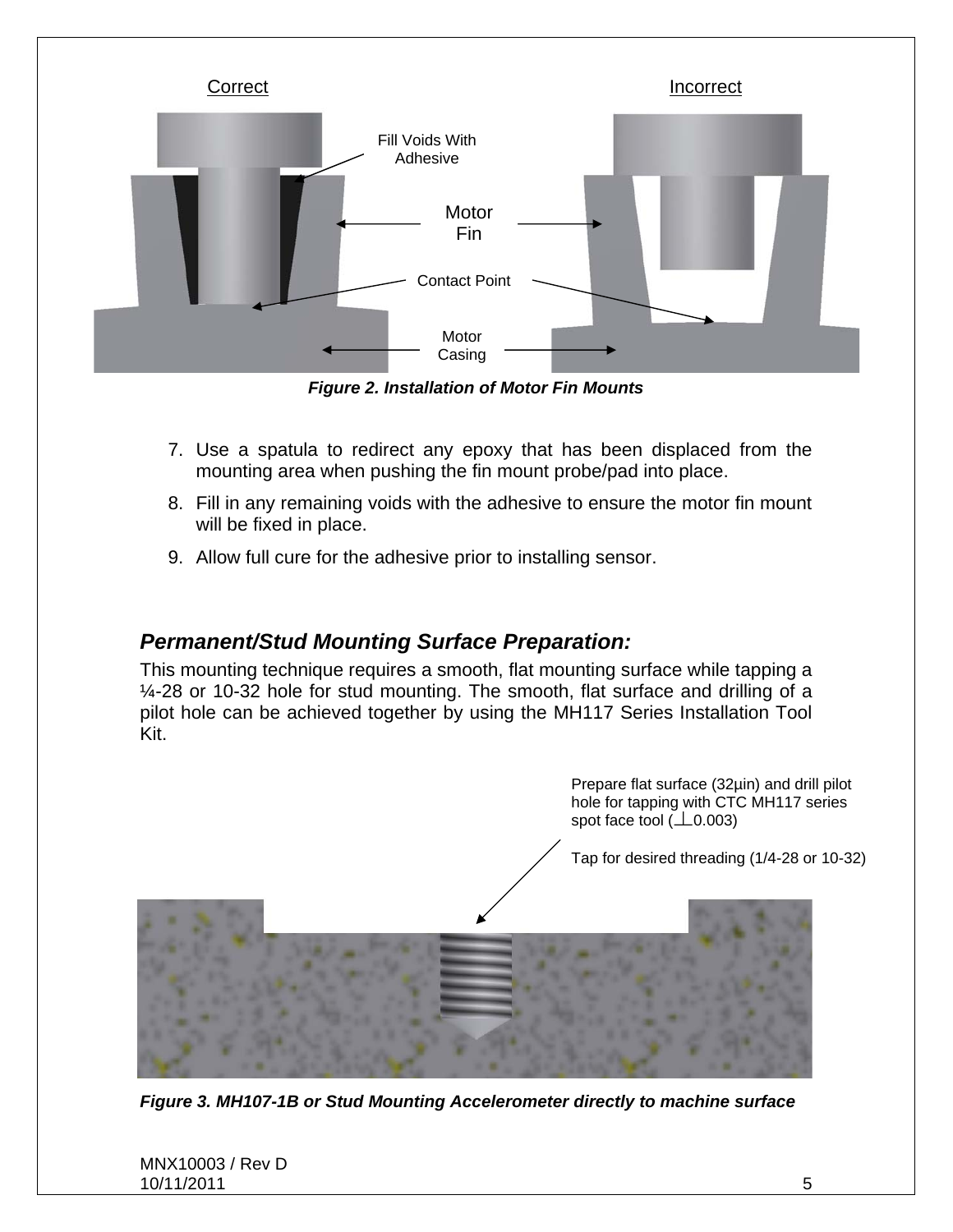Figure 2. Installation of Motor Fin Mounts

7. Use a spatula to redirect any epoxy that has been displaced from the mounting area when pushing the fin mount probe/pad into place.
8. Fill in any remaining voids with the adhesive to ensure the motor fin mount will be fixed in place.
9. Allow full cure for the adhesive prior to installing sensor.

## *Permanent/Stud Mounting Surface Preparation:*

This mounting technique requires a smooth, flat mounting surface while tapping a ¼-28 or 10-32 hole for stud mounting. The smooth, flat surface and drilling of a pilot hole can be achieved together by using the MH117 Series Installation Tool Kit.

*Figure 3. MH107-1B or Stud Mounting Accelerometer directly to machine surface*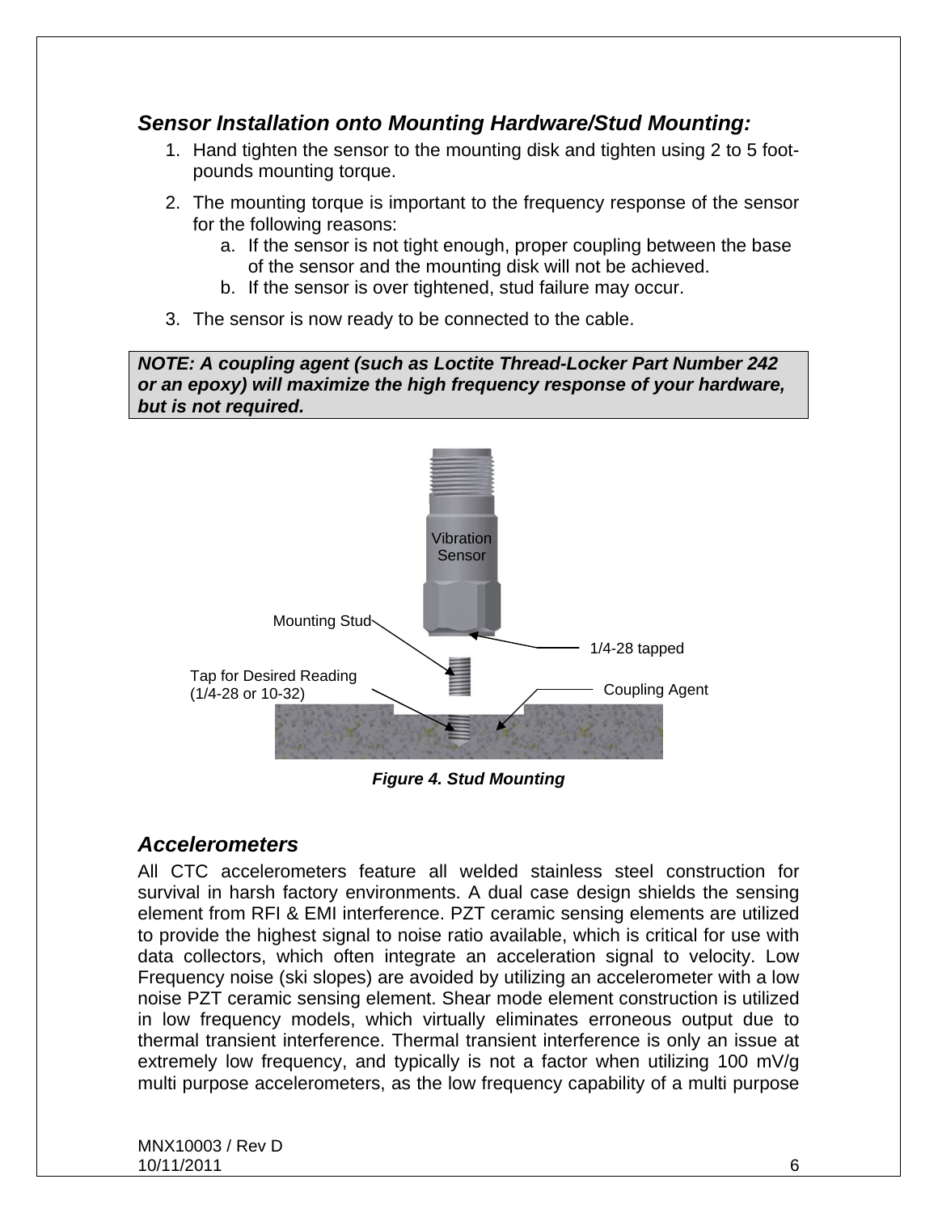### *Sensor Installation onto Mounting Hardware/Stud Mounting:*

1. Hand tighten the sensor to the mounting disk and tighten using 2 to 5 foot-pounds mounting torque.
2. The mounting torque is important to the frequency response of the sensor for the following reasons:
   a. If the sensor is not tight enough, proper coupling between the base of the sensor and the mounting disk will not be achieved.
   b. If the sensor is over tightened, stud failure may occur.
3. The sensor is now ready to be connected to the cable.

***NOTE: A coupling agent (such as Loctite Thread-Locker Part Number 242 or an epoxy) will maximize the high frequency response of your hardware, but is not required.***

Vibration Sensor

Mounting Stud

1/4-28 tapped

Tap for Desired Reading (1/4-28 or 10-32)

Coupling Agent

***Figure 4. Stud Mounting***

### *Accelerometers*

All CTC accelerometers feature all welded stainless steel construction for survival in harsh factory environments. A dual case design shields the sensing element from RFI & EMI interference. PZT ceramic sensing elements are utilized to provide the highest signal to noise ratio available, which is critical for use with data collectors, which often integrate an acceleration signal to velocity. Low Frequency noise (ski slopes) are avoided by utilizing an accelerometer with a low noise PZT ceramic sensing element. Shear mode element construction is utilized in low frequency models, which virtually eliminates erroneous output due to thermal transient interference. Thermal transient interference is only an issue at extremely low frequency, and typically is not a factor when utilizing 100 mV/g multi purpose accelerometers, as the low frequency capability of a multi purpose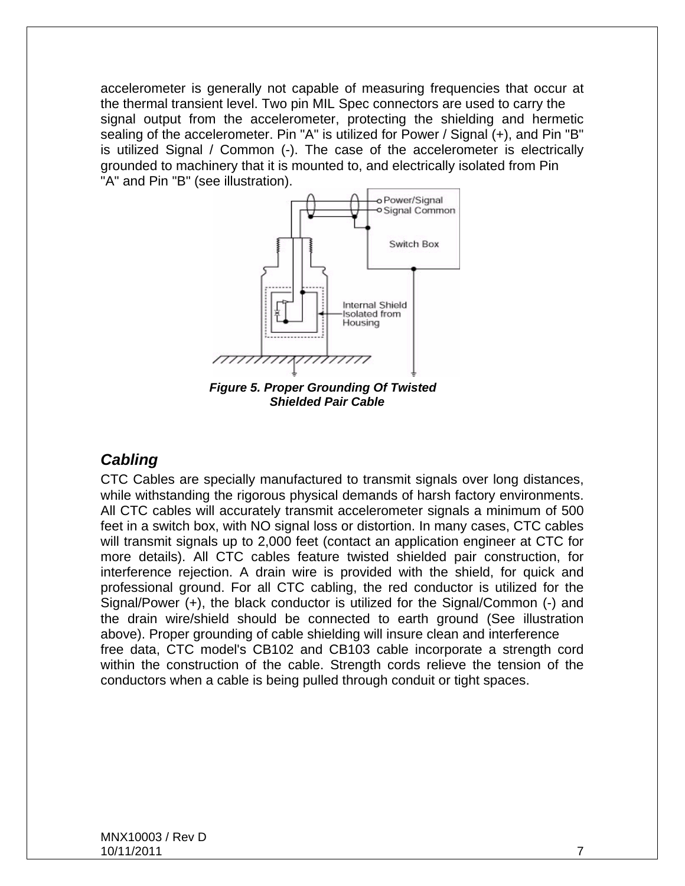accelerometer is generally not capable of measuring frequencies that occur at the thermal transient level. Two pin MIL Spec connectors are used to carry the signal output from the accelerometer, protecting the shielding and hermetic sealing of the accelerometer. Pin "A" is utilized for Power / Signal (+), and Pin "B" is utilized Signal / Common (-). The case of the accelerometer is electrically grounded to machinery that it is mounted to, and electrically isolated from Pin "A" and Pin "B" (see illustration).

***Figure 5. Proper Grounding Of Twisted Shielded Pair Cable***

## *Cabling*

CTC Cables are specially manufactured to transmit signals over long distances, while withstanding the rigorous physical demands of harsh factory environments. All CTC cables will accurately transmit accelerometer signals a minimum of 500 feet in a switch box, with NO signal loss or distortion. In many cases, CTC cables will transmit signals up to 2,000 feet (contact an application engineer at CTC for more details). All CTC cables feature twisted shielded pair construction, for interference rejection. A drain wire is provided with the shield, for quick and professional ground. For all CTC cabling, the red conductor is utilized for the Signal/Power (+), the black conductor is utilized for the Signal/Common (-) and the drain wire/shield should be connected to earth ground (See illustration above). Proper grounding of cable shielding will insure clean and interference free data, CTC model's CB102 and CB103 cable incorporate a strength cord within the construction of the cable. Strength cords relieve the tension of the conductors when a cable is being pulled through conduit or tight spaces.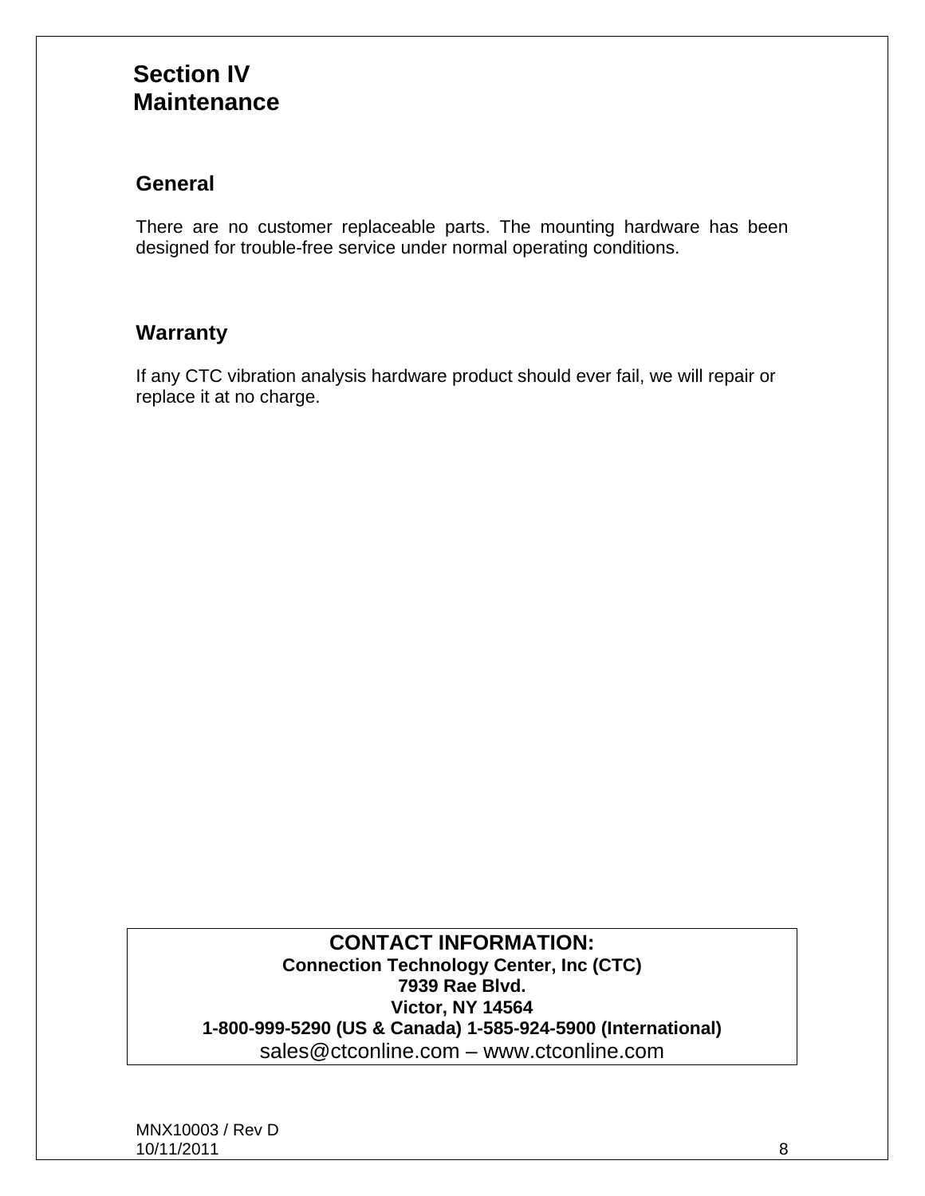# Section IV
# Maintenance

## General

There are no customer replaceable parts. The mounting hardware has been designed for trouble-free service under normal operating conditions.

## Warranty

If any CTC vibration analysis hardware product should ever fail, we will repair or replace it at no charge.

**CONTACT INFORMATION:**

**Connection Technology Center, Inc (CTC)**

**7939 Rae Blvd.**

**Victor, NY 14564**

**1-800-999-5290 (US & Canada) 1-585-924-5900 (International)**

sales@ctconline.com – www.ctconline.com

MNX10003 / Rev D
10/11/2011